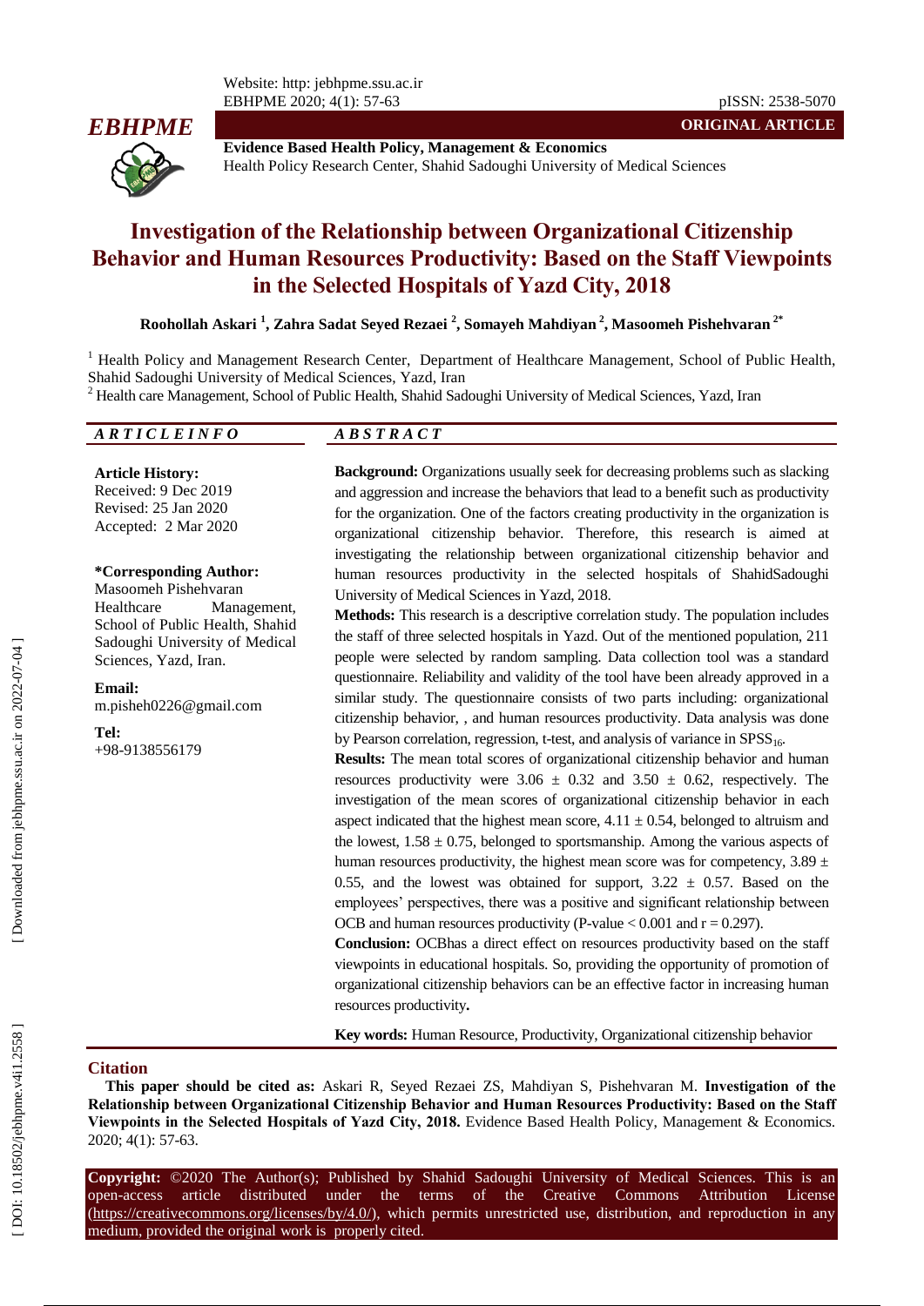Evidence Based Health Policy, Management & Economics
Health Policy Research Center, Shahid Sadoughi University of Medical Sciences

ORIGINAL ARTICLE

# Investigation of the Relationship between Organizational Citizenship Behavior and Human Resources Productivity: Based on the Staff Viewpoints in the Selected Hospitals of Yazd City, 2018

**Roohollah Askari [1], Zahra Sadat Seyed Rezaei [2], Somayeh Mahdiyan [2], Masoomeh Pishehvaran [2*]**

[1] Health Policy and Management Research Center, Department of Healthcare Management, School of Public Health, Shahid Sadoughi University of Medical Sciences, Yazd, Iran
[2] Health care Management, School of Public Health, Shahid Sadoughi University of Medical Sciences, Yazd, Iran

## ARTICLE INFO

**Article History:**
Received: 9 Dec 2019
Revised: 25 Jan 2020
Accepted: 2 Mar 2020

**\*Corresponding Author:**
Masoomeh Pishehvaran
Healthcare Management, School of Public Health, Shahid Sadoughi University of Medical Sciences, Yazd, Iran.

**Email:**
m.pisheh0226@gmail.com

**Tel:**
+98-9138556179

## ABSTRACT

**Background:** Organizations usually seek for decreasing problems such as slacking and aggression and increase the behaviors that lead to a benefit such as productivity for the organization. One of the factors creating productivity in the organization is organizational citizenship behavior. Therefore, this research is aimed at investigating the relationship between organizational citizenship behavior and human resources productivity in the selected hospitals of ShahidSadoughi University of Medical Sciences in Yazd, 2018.

**Methods:** This research is a descriptive correlation study. The population includes the staff of three selected hospitals in Yazd. Out of the mentioned population, 211 people were selected by random sampling. Data collection tool was a standard questionnaire. Reliability and validity of the tool have been already approved in a similar study. The questionnaire consists of two parts including: organizational citizenship behavior, , and human resources productivity. Data analysis was done by Pearson correlation, regression, t-test, and analysis of variance in $SPSS_{16}$.

**Results:** The mean total scores of organizational citizenship behavior and human resources productivity were 3.06 ± 0.32 and 3.50 ± 0.62, respectively. The investigation of the mean scores of organizational citizenship behavior in each aspect indicated that the highest mean score, 4.11 ± 0.54, belonged to altruism and the lowest, 1.58 ± 0.75, belonged to sportsmanship. Among the various aspects of human resources productivity, the highest mean score was for competency, 3.89 ± 0.55, and the lowest was obtained for support, 3.22 ± 0.57. Based on the employees' perspectives, there was a positive and significant relationship between OCB and human resources productivity (P-value < 0.001 and r = 0.297).

**Conclusion:** OCBhas a direct effect on resources productivity based on the staff viewpoints in educational hospitals. So, providing the opportunity of promotion of organizational citizenship behaviors can be an effective factor in increasing human resources productivity**.**

**Key words:** Human Resource, Productivity, Organizational citizenship behavior

## Citation

**This paper should be cited as:** Askari R, Seyed Rezaei ZS, Mahdiyan S, Pishehvaran M. **Investigation of the Relationship between Organizational Citizenship Behavior and Human Resources Productivity: Based on the Staff Viewpoints in the Selected Hospitals of Yazd City, 2018.** Evidence Based Health Policy, Management & Economics. 2020; 4(1): 57-63.

**Copyright:** ©2020 The Author(s); Published by Shahid Sadoughi University of Medical Sciences. This is an open-access article distributed under the terms of the Creative Commons Attribution License (https://creativecommons.org/licenses/by/4.0/), which permits unrestricted use, distribution, and reproduction in any medium, provided the original work is properly cited.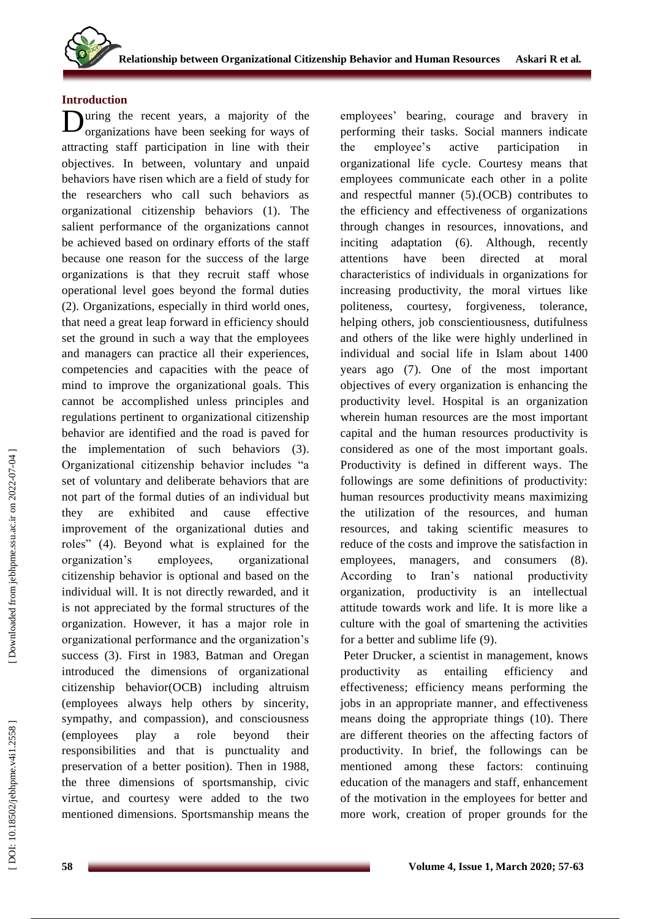## Introduction

During the recent years, a majority of the organizations have been seeking for ways of attracting staff participation in line with their objectives. In between, voluntary and unpaid behaviors have risen which are a field of study for the researchers who call such behaviors as organizational citizenship behaviors (1). The salient performance of the organizations cannot be achieved based on ordinary efforts of the staff because one reason for the success of the large organizations is that they recruit staff whose operational level goes beyond the formal duties (2). Organizations, especially in third world ones, that need a great leap forward in efficiency should set the ground in such a way that the employees and managers can practice all their experiences, competencies and capacities with the peace of mind to improve the organizational goals. This cannot be accomplished unless principles and regulations pertinent to organizational citizenship behavior are identified and the road is paved for the implementation of such behaviors (3). Organizational citizenship behavior includes "a set of voluntary and deliberate behaviors that are not part of the formal duties of an individual but they are exhibited and cause effective improvement of the organizational duties and roles" (4). Beyond what is explained for the organization's employees, organizational citizenship behavior is optional and based on the individual will. It is not directly rewarded, and it is not appreciated by the formal structures of the organization. However, it has a major role in organizational performance and the organization's success (3). First in 1983, Batman and Oregan introduced the dimensions of organizational citizenship behavior(OCB) including altruism (employees always help others by sincerity, sympathy, and compassion), and consciousness (employees play a role beyond their responsibilities and that is punctuality and preservation of a better position). Then in 1988, the three dimensions of sportsmanship, civic virtue, and courtesy were added to the two mentioned dimensions. Sportsmanship means the employees' bearing, courage and bravery in performing their tasks. Social manners indicate the employee's active participation in organizational life cycle. Courtesy means that employees communicate each other in a polite and respectful manner (5).(OCB) contributes to the efficiency and effectiveness of organizations through changes in resources, innovations, and inciting adaptation (6). Although, recently attentions have been directed at moral characteristics of individuals in organizations for increasing productivity, the moral virtues like politeness, courtesy, forgiveness, tolerance, helping others, job conscientiousness, dutifulness and others of the like were highly underlined in individual and social life in Islam about 1400 years ago (7). One of the most important objectives of every organization is enhancing the productivity level. Hospital is an organization wherein human resources are the most important capital and the human resources productivity is considered as one of the most important goals. Productivity is defined in different ways. The followings are some definitions of productivity: human resources productivity means maximizing the utilization of the resources, and human resources, and taking scientific measures to reduce of the costs and improve the satisfaction in employees, managers, and consumers (8). According to Iran's national productivity organization, productivity is an intellectual attitude towards work and life. It is more like a culture with the goal of smartening the activities for a better and sublime life (9).

Peter Drucker, a scientist in management, knows productivity as entailing efficiency and effectiveness; efficiency means performing the jobs in an appropriate manner, and effectiveness means doing the appropriate things (10). There are different theories on the affecting factors of productivity. In brief, the followings can be mentioned among these factors: continuing education of the managers and staff, enhancement of the motivation in the employees for better and more work, creation of proper grounds for the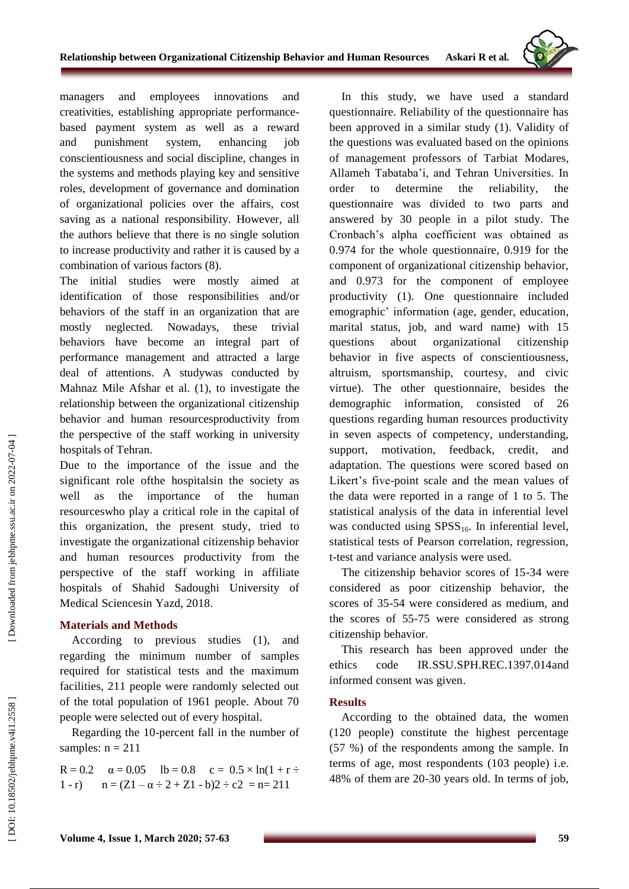managers and employees innovations and creativities, establishing appropriate performance-based payment system as well as a reward and punishment system, enhancing job conscientiousness and social discipline, changes in the systems and methods playing key and sensitive roles, development of governance and domination of organizational policies over the affairs, cost saving as a national responsibility. However, all the authors believe that there is no single solution to increase productivity and rather it is caused by a combination of various factors (8).

The initial studies were mostly aimed at identification of those responsibilities and/or behaviors of the staff in an organization that are mostly neglected. Nowadays, these trivial behaviors have become an integral part of performance management and attracted a large deal of attentions. A studywas conducted by Mahnaz Mile Afshar et al. (1), to investigate the relationship between the organizational citizenship behavior and human resourcesproductivity from the perspective of the staff working in university hospitals of Tehran.

Due to the importance of the issue and the significant role ofthe hospitalsin the society as well as the importance of the human resourceswho play a critical role in the capital of this organization, the present study, tried to investigate the organizational citizenship behavior and human resources productivity from the perspective of the staff working in affiliate hospitals of Shahid Sadoughi University of Medical Sciencesin Yazd, 2018.

## Materials and Methods

According to previous studies (1), and regarding the minimum number of samples required for statistical tests and the maximum facilities, 211 people were randomly selected out of the total population of 1961 people. About 70 people were selected out of every hospital.

Regarding the 10-percent fall in the number of samples: $n = 211$

$R = 0.2$ $\alpha = 0.05$ $lb = 0.8$ $c = 0.5 \times \ln(1 + r \div 1 - r)$ $n = (Z1 - \alpha \div 2 + Z1 - b)2 \div c2 = n = 211$

In this study, we have used a standard questionnaire. Reliability of the questionnaire has been approved in a similar study (1). Validity of the questions was evaluated based on the opinions of management professors of Tarbiat Modares, Allameh Tabataba'i, and Tehran Universities. In order to determine the reliability, the questionnaire was divided to two parts and answered by 30 people in a pilot study. The Cronbach's alpha coefficient was obtained as 0.974 for the whole questionnaire, 0.919 for the component of organizational citizenship behavior, and 0.973 for the component of employee productivity (1). One questionnaire included emographic' information (age, gender, education, marital status, job, and ward name) with 15 questions about organizational citizenship behavior in five aspects of conscientiousness, altruism, sportsmanship, courtesy, and civic virtue). The other questionnaire, besides the demographic information, consisted of 26 questions regarding human resources productivity in seven aspects of competency, understanding, support, motivation, feedback, credit, and adaptation. The questions were scored based on Likert's five-point scale and the mean values of the data were reported in a range of 1 to 5. The statistical analysis of the data in inferential level was conducted using $SPSS_{16}$. In inferential level, statistical tests of Pearson correlation, regression, t-test and variance analysis were used.

The citizenship behavior scores of 15-34 were considered as poor citizenship behavior, the scores of 35-54 were considered as medium, and the scores of 55-75 were considered as strong citizenship behavior.

This research has been approved under the ethics code IR.SSU.SPH.REC.1397.014and informed consent was given.

## Results

According to the obtained data, the women (120 people) constitute the highest percentage (57 %) of the respondents among the sample. In terms of age, most respondents (103 people) i.e. 48% of them are 20-30 years old. In terms of job,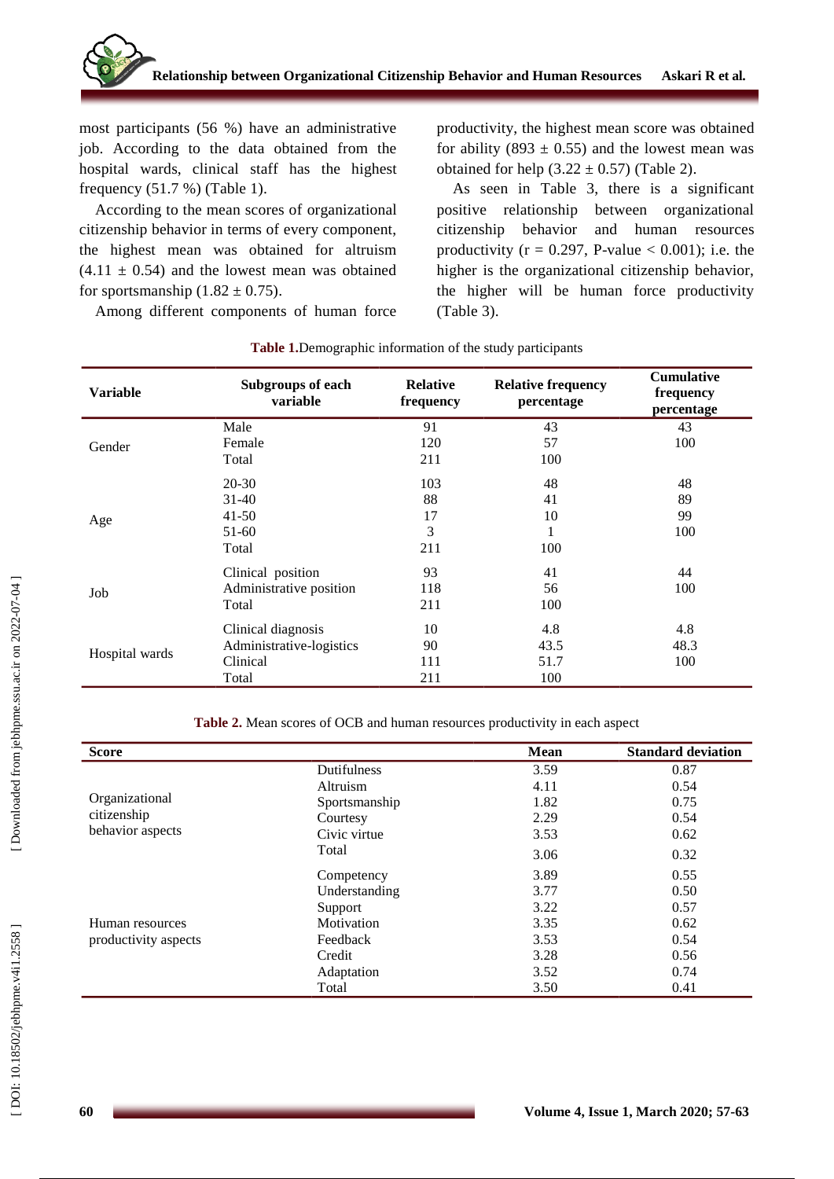most participants (56 %) have an administrative job. According to the data obtained from the hospital wards, clinical staff has the highest frequency (51.7 %) (Table 1).

According to the mean scores of organizational citizenship behavior in terms of every component, the highest mean was obtained for altruism (4.11 ± 0.54) and the lowest mean was obtained for sportsmanship (1.82 ± 0.75).

Among different components of human force productivity, the highest mean score was obtained for ability (893 ± 0.55) and the lowest mean was obtained for help (3.22 ± 0.57) (Table 2).

As seen in Table 3, there is a significant positive relationship between organizational citizenship behavior and human resources productivity ($r = 0.297$, P-value < 0.001); i.e. the higher is the organizational citizenship behavior, the higher will be human force productivity (Table 3).

**Table 1.** Demographic information of the study participants

| Variable | Subgroups of each variable | Relative frequency | Relative frequency percentage | Cumulative frequency percentage |
|---|---|---|---|---|
| Gender | Male | 91 | 43 | 43 |
| | Female | 120 | 57 | 100 |
| | Total | 211 | 100 | |
| Age | 20-30 | 103 | 48 | 48 |
| | 31-40 | 88 | 41 | 89 |
| | 41-50 | 17 | 10 | 99 |
| | 51-60 | 3 | 1 | 100 |
| | Total | 211 | 100 | |
| Job | Clinical position | 93 | 41 | 44 |
| | Administrative position | 118 | 56 | 100 |
| | Total | 211 | 100 | |
| Hospital wards | Clinical diagnosis | 10 | 4.8 | 4.8 |
| | Administrative-logistics | 90 | 43.5 | 48.3 |
| | Clinical | 111 | 51.7 | 100 |
| | Total | 211 | 100 | |

**Table 2.** Mean scores of OCB and human resources productivity in each aspect

| Score | | Mean | Standard deviation |
|---|---|---|---|
| Organizational citizenship behavior aspects | Dutifulness | 3.59 | 0.87 |
| | Altruism | 4.11 | 0.54 |
| | Sportsmanship | 1.82 | 0.75 |
| | Courtesy | 2.29 | 0.54 |
| | Civic virtue | 3.53 | 0.62 |
| | Total | 3.06 | 0.32 |
| Human resources productivity aspects | Competency | 3.89 | 0.55 |
| | Understanding | 3.77 | 0.50 |
| | Support | 3.22 | 0.57 |
| | Motivation | 3.35 | 0.62 |
| | Feedback | 3.53 | 0.54 |
| | Credit | 3.28 | 0.56 |
| | Adaptation | 3.52 | 0.74 |
| | Total | 3.50 | 0.41 |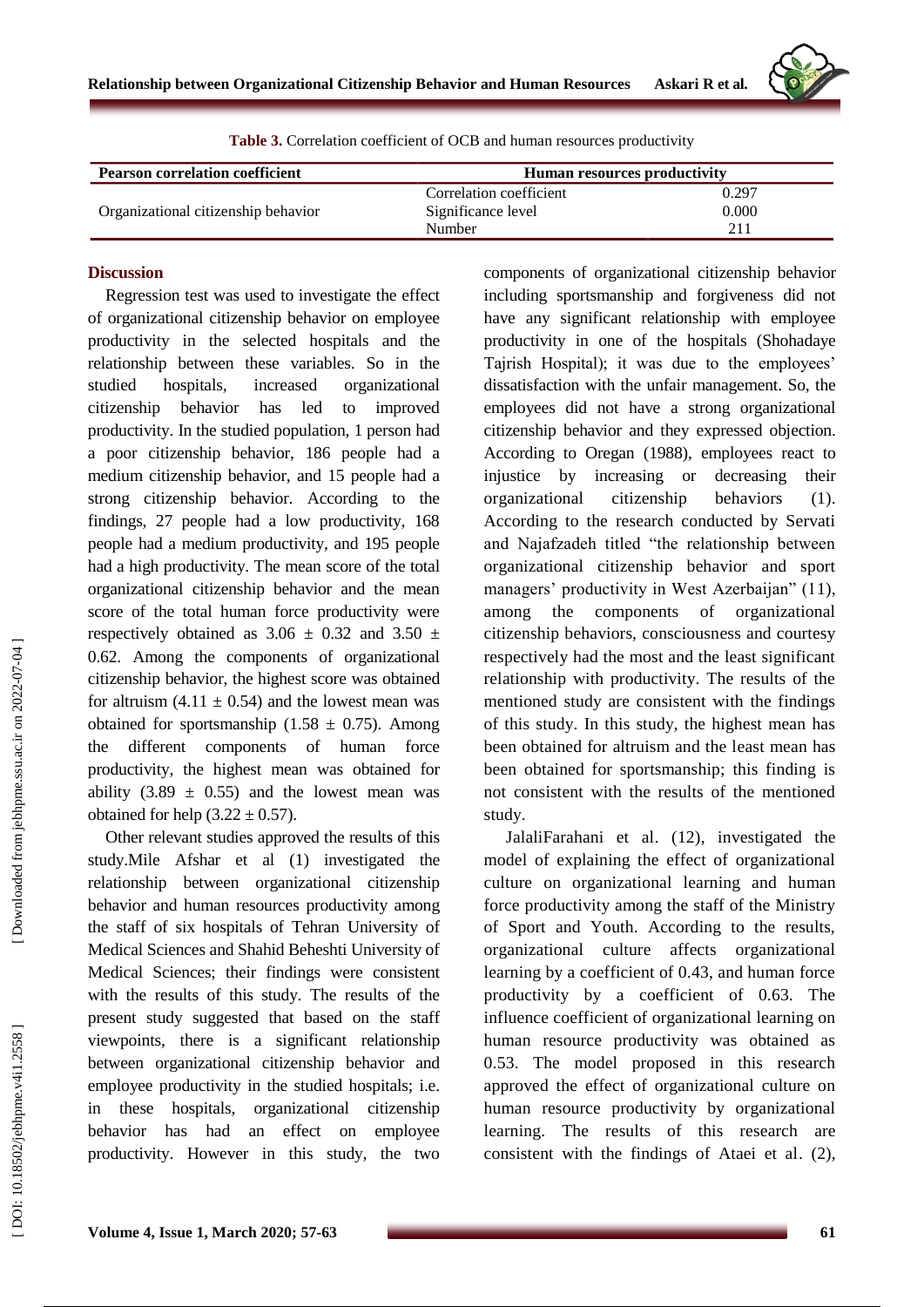**Table 3.** Correlation coefficient of OCB and human resources productivity

| Pearson correlation coefficient | Human resources productivity | |
|---|---|---|
| Organizational citizenship behavior | Correlation coefficient | 0.297 |
| | Significance level | 0.000 |
| | Number | 211 |

## Discussion

Regression test was used to investigate the effect of organizational citizenship behavior on employee productivity in the selected hospitals and the relationship between these variables. So in the studied hospitals, increased organizational citizenship behavior has led to improved productivity. In the studied population, 1 person had a poor citizenship behavior, 186 people had a medium citizenship behavior, and 15 people had a strong citizenship behavior. According to the findings, 27 people had a low productivity, 168 people had a medium productivity, and 195 people had a high productivity. The mean score of the total organizational citizenship behavior and the mean score of the total human force productivity were respectively obtained as 3.06 ± 0.32 and 3.50 ± 0.62. Among the components of organizational citizenship behavior, the highest score was obtained for altruism (4.11 ± 0.54) and the lowest mean was obtained for sportsmanship (1.58 ± 0.75). Among the different components of human force productivity, the highest mean was obtained for ability (3.89 ± 0.55) and the lowest mean was obtained for help (3.22 ± 0.57).

Other relevant studies approved the results of this study.Mile Afshar et al (1) investigated the relationship between organizational citizenship behavior and human resources productivity among the staff of six hospitals of Tehran University of Medical Sciences and Shahid Beheshti University of Medical Sciences; their findings were consistent with the results of this study. The results of the present study suggested that based on the staff viewpoints, there is a significant relationship between organizational citizenship behavior and employee productivity in the studied hospitals; i.e. in these hospitals, organizational citizenship behavior has had an effect on employee productivity. However in this study, the two components of organizational citizenship behavior including sportsmanship and forgiveness did not have any significant relationship with employee productivity in one of the hospitals (Shohadaye Tajrish Hospital); it was due to the employees' dissatisfaction with the unfair management. So, the employees did not have a strong organizational citizenship behavior and they expressed objection. According to Oregan (1988), employees react to injustice by increasing or decreasing their organizational citizenship behaviors (1). According to the research conducted by Servati and Najafzadeh titled "the relationship between organizational citizenship behavior and sport managers' productivity in West Azerbaijan" (11), among the components of organizational citizenship behaviors, consciousness and courtesy respectively had the most and the least significant relationship with productivity. The results of the mentioned study are consistent with the findings of this study. In this study, the highest mean has been obtained for altruism and the least mean has been obtained for sportsmanship; this finding is not consistent with the results of the mentioned study.

JalaliFarahani et al. (12), investigated the model of explaining the effect of organizational culture on organizational learning and human force productivity among the staff of the Ministry of Sport and Youth. According to the results, organizational culture affects organizational learning by a coefficient of 0.43, and human force productivity by a coefficient of 0.63. The influence coefficient of organizational learning on human resource productivity was obtained as 0.53. The model proposed in this research approved the effect of organizational culture on human resource productivity by organizational learning. The results of this research are consistent with the findings of Ataei et al. (2),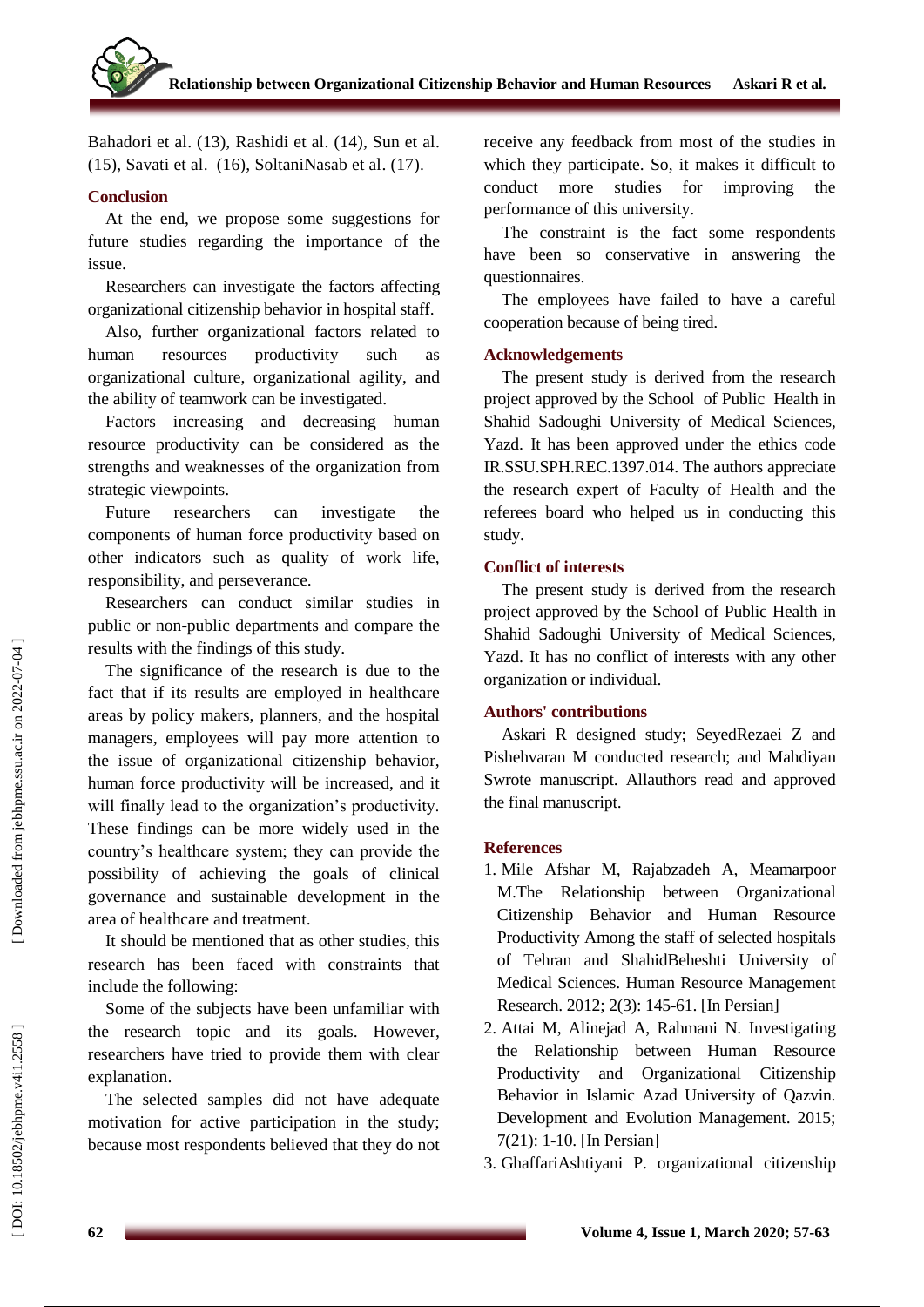Bahadori et al. (13), Rashidi et al. (14), Sun et al. (15), Savati et al. (16), SoltaniNasab et al. (17).

## Conclusion

At the end, we propose some suggestions for future studies regarding the importance of the issue.

Researchers can investigate the factors affecting organizational citizenship behavior in hospital staff.

Also, further organizational factors related to human resources productivity such as organizational culture, organizational agility, and the ability of teamwork can be investigated.

Factors increasing and decreasing human resource productivity can be considered as the strengths and weaknesses of the organization from strategic viewpoints.

Future researchers can investigate the components of human force productivity based on other indicators such as quality of work life, responsibility, and perseverance.

Researchers can conduct similar studies in public or non-public departments and compare the results with the findings of this study.

The significance of the research is due to the fact that if its results are employed in healthcare areas by policy makers, planners, and the hospital managers, employees will pay more attention to the issue of organizational citizenship behavior, human force productivity will be increased, and it will finally lead to the organization's productivity. These findings can be more widely used in the country's healthcare system; they can provide the possibility of achieving the goals of clinical governance and sustainable development in the area of healthcare and treatment.

It should be mentioned that as other studies, this research has been faced with constraints that include the following:

Some of the subjects have been unfamiliar with the research topic and its goals. However, researchers have tried to provide them with clear explanation.

The selected samples did not have adequate motivation for active participation in the study; because most respondents believed that they do not receive any feedback from most of the studies in which they participate. So, it makes it difficult to conduct more studies for improving the performance of this university.

The constraint is the fact some respondents have been so conservative in answering the questionnaires.

The employees have failed to have a careful cooperation because of being tired.

## Acknowledgements

The present study is derived from the research project approved by the School of Public Health in Shahid Sadoughi University of Medical Sciences, Yazd. It has been approved under the ethics code IR.SSU.SPH.REC.1397.014. The authors appreciate the research expert of Faculty of Health and the referees board who helped us in conducting this study.

## Conflict of interests

The present study is derived from the research project approved by the School of Public Health in Shahid Sadoughi University of Medical Sciences, Yazd. It has no conflict of interests with any other organization or individual.

## Authors' contributions

Askari R designed study; SeyedRezaei Z and Pishehvaran M conducted research; and Mahdiyan Swrote manuscript. Allauthors read and approved the final manuscript.

## References

1. Mile Afshar M, Rajabzadeh A, Meamarpoor M.The Relationship between Organizational Citizenship Behavior and Human Resource Productivity Among the staff of selected hospitals of Tehran and ShahidBeheshti University of Medical Sciences. Human Resource Management Research. 2012; 2(3): 145-61. [In Persian]
2. Attai M, Alinejad A, Rahmani N. Investigating the Relationship between Human Resource Productivity and Organizational Citizenship Behavior in Islamic Azad University of Qazvin. Development and Evolution Management. 2015; 7(21): 1-10. [In Persian]
3. GhaffariAshtiyani P. organizational citizenship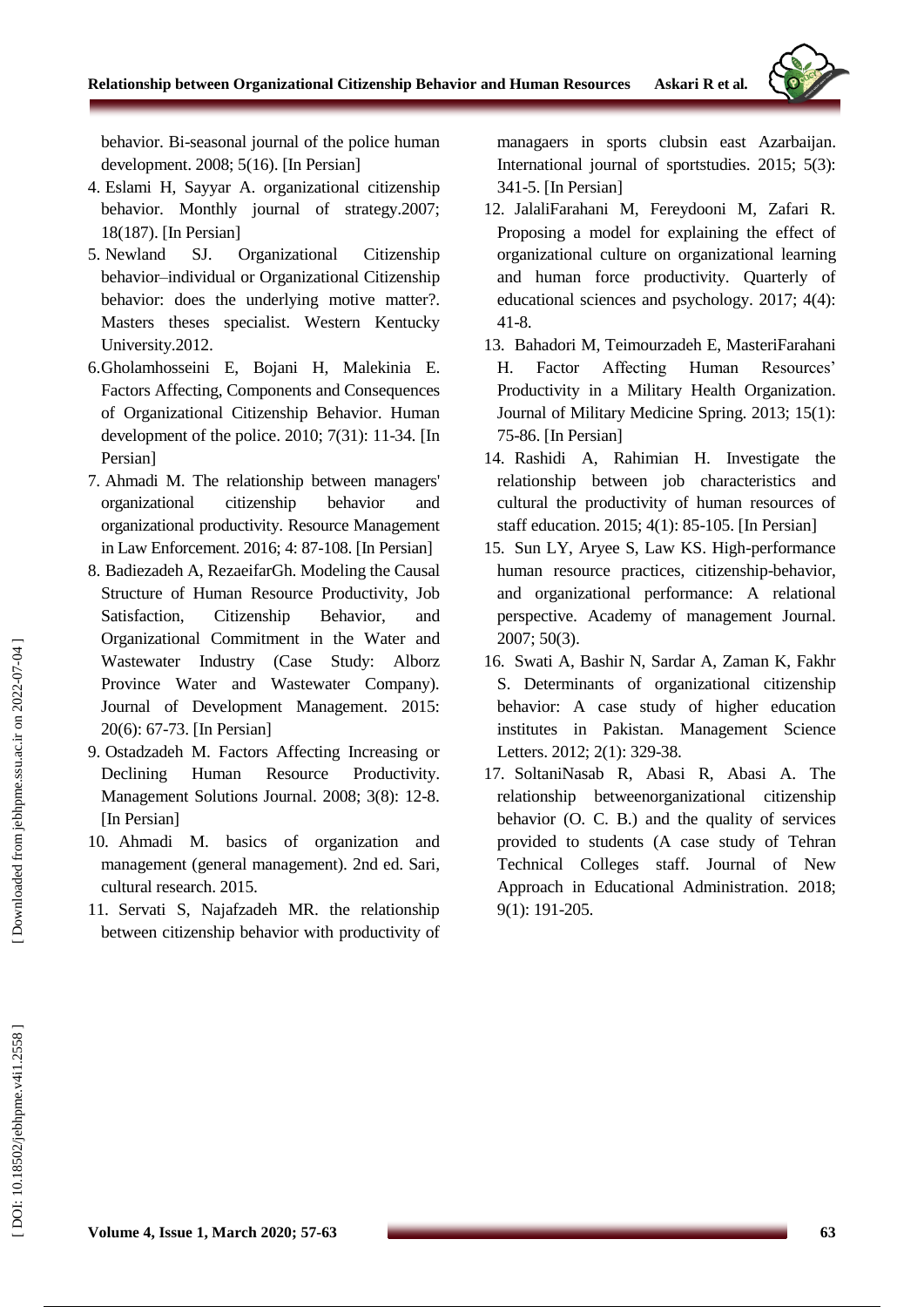behavior. Bi-seasonal journal of the police human development. 2008; 5(16). [In Persian]

4. Eslami H, Sayyar A. organizational citizenship behavior. Monthly journal of strategy.2007; 18(187). [In Persian]
5. Newland SJ. Organizational Citizenship behavior–individual or Organizational Citizenship behavior: does the underlying motive matter?. Masters theses specialist. Western Kentucky University.2012.
6. Gholamhosseini E, Bojani H, Malekinia E. Factors Affecting, Components and Consequences of Organizational Citizenship Behavior. Human development of the police. 2010; 7(31): 11-34. [In Persian]
7. Ahmadi M. The relationship between managers' organizational citizenship behavior and organizational productivity. Resource Management in Law Enforcement. 2016; 4: 87-108. [In Persian]
8. Badiezadeh A, RezaeifarGh. Modeling the Causal Structure of Human Resource Productivity, Job Satisfaction, Citizenship Behavior, and Organizational Commitment in the Water and Wastewater Industry (Case Study: Alborz Province Water and Wastewater Company). Journal of Development Management. 2015: 20(6): 67-73. [In Persian]
9. Ostadzadeh M. Factors Affecting Increasing or Declining Human Resource Productivity. Management Solutions Journal. 2008; 3(8): 12-8. [In Persian]
10. Ahmadi M. basics of organization and management (general management). 2nd ed. Sari, cultural research. 2015.
11. Servati S, Najafzadeh MR. the relationship between citizenship behavior with productivity of managaers in sports clubsin east Azarbaijan. International journal of sportstudies. 2015; 5(3): 341-5. [In Persian]
12. JalaliFarahani M, Fereydooni M, Zafari R. Proposing a model for explaining the effect of organizational culture on organizational learning and human force productivity. Quarterly of educational sciences and psychology. 2017; 4(4): 41-8.
13. Bahadori M, Teimourzadeh E, MasteriFarahani H. Factor Affecting Human Resources' Productivity in a Military Health Organization. Journal of Military Medicine Spring. 2013; 15(1): 75-86. [In Persian]
14. Rashidi A, Rahimian H. Investigate the relationship between job characteristics and cultural the productivity of human resources of staff education. 2015; 4(1): 85-105. [In Persian]
15. Sun LY, Aryee S, Law KS. High-performance human resource practices, citizenship-behavior, and organizational performance: A relational perspective. Academy of management Journal. 2007; 50(3).
16. Swati A, Bashir N, Sardar A, Zaman K, Fakhr S. Determinants of organizational citizenship behavior: A case study of higher education institutes in Pakistan. Management Science Letters. 2012; 2(1): 329-38.
17. SoltaniNasab R, Abasi R, Abasi A. The relationship betweenorganizational citizenship behavior (O. C. B.) and the quality of services provided to students (A case study of Tehran Technical Colleges staff. Journal of New Approach in Educational Administration. 2018; 9(1): 191-205.